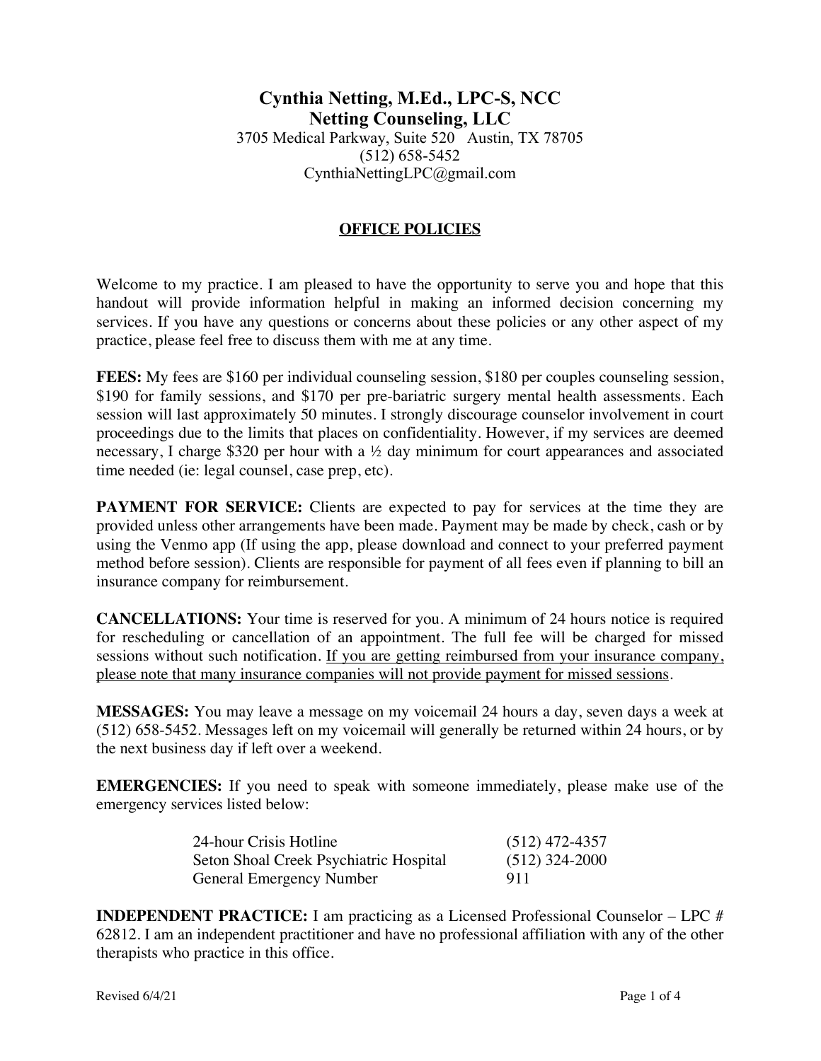# Cynthia Netting, M.Ed., LPC-S, NCC
## Netting Counseling, LLC

3705 Medical Parkway, Suite 520 Austin, TX 78705
(512) 658-5452
CynthiaNettingLPC@gmail.com

## OFFICE POLICIES

Welcome to my practice. I am pleased to have the opportunity to serve you and hope that this handout will provide information helpful in making an informed decision concerning my services. If you have any questions or concerns about these policies or any other aspect of my practice, please feel free to discuss them with me at any time.

**FEES:** My fees are $160 per individual counseling session, $180 per couples counseling session, $190 for family sessions, and $170 per pre-bariatric surgery mental health assessments. Each session will last approximately 50 minutes. I strongly discourage counselor involvement in court proceedings due to the limits that places on confidentiality. However, if my services are deemed necessary, I charge $320 per hour with a ½ day minimum for court appearances and associated time needed (ie: legal counsel, case prep, etc).

**PAYMENT FOR SERVICE:** Clients are expected to pay for services at the time they are provided unless other arrangements have been made. Payment may be made by check, cash or by using the Venmo app (If using the app, please download and connect to your preferred payment method before session). Clients are responsible for payment of all fees even if planning to bill an insurance company for reimbursement.

**CANCELLATIONS:** Your time is reserved for you. A minimum of 24 hours notice is required for rescheduling or cancellation of an appointment. The full fee will be charged for missed sessions without such notification. <u>If you are getting reimbursed from your insurance company, please note that many insurance companies will not provide payment for missed sessions</u>.

**MESSAGES:** You may leave a message on my voicemail 24 hours a day, seven days a week at (512) 658-5452. Messages left on my voicemail will generally be returned within 24 hours, or by the next business day if left over a weekend.

**EMERGENCIES:** If you need to speak with someone immediately, please make use of the emergency services listed below:

| | |
|---|---|
| 24-hour Crisis Hotline | (512) 472-4357 |
| Seton Shoal Creek Psychiatric Hospital | (512) 324-2000 |
| General Emergency Number | 911 |

**INDEPENDENT PRACTICE:** I am practicing as a Licensed Professional Counselor – LPC # 62812. I am an independent practitioner and have no professional affiliation with any of the other therapists who practice in this office.

Revised 6/4/21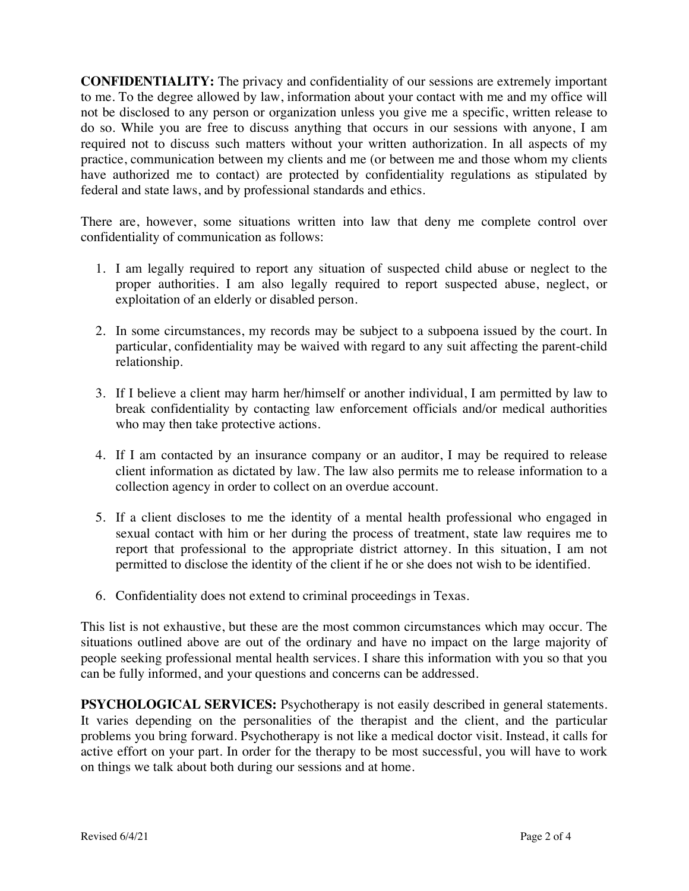**CONFIDENTIALITY:** The privacy and confidentiality of our sessions are extremely important to me. To the degree allowed by law, information about your contact with me and my office will not be disclosed to any person or organization unless you give me a specific, written release to do so. While you are free to discuss anything that occurs in our sessions with anyone, I am required not to discuss such matters without your written authorization. In all aspects of my practice, communication between my clients and me (or between me and those whom my clients have authorized me to contact) are protected by confidentiality regulations as stipulated by federal and state laws, and by professional standards and ethics.

There are, however, some situations written into law that deny me complete control over confidentiality of communication as follows:

1. I am legally required to report any situation of suspected child abuse or neglect to the proper authorities. I am also legally required to report suspected abuse, neglect, or exploitation of an elderly or disabled person.

2. In some circumstances, my records may be subject to a subpoena issued by the court. In particular, confidentiality may be waived with regard to any suit affecting the parent-child relationship.

3. If I believe a client may harm her/himself or another individual, I am permitted by law to break confidentiality by contacting law enforcement officials and/or medical authorities who may then take protective actions.

4. If I am contacted by an insurance company or an auditor, I may be required to release client information as dictated by law. The law also permits me to release information to a collection agency in order to collect on an overdue account.

5. If a client discloses to me the identity of a mental health professional who engaged in sexual contact with him or her during the process of treatment, state law requires me to report that professional to the appropriate district attorney. In this situation, I am not permitted to disclose the identity of the client if he or she does not wish to be identified.

6. Confidentiality does not extend to criminal proceedings in Texas.

This list is not exhaustive, but these are the most common circumstances which may occur. The situations outlined above are out of the ordinary and have no impact on the large majority of people seeking professional mental health services. I share this information with you so that you can be fully informed, and your questions and concerns can be addressed.

**PSYCHOLOGICAL SERVICES:** Psychotherapy is not easily described in general statements. It varies depending on the personalities of the therapist and the client, and the particular problems you bring forward. Psychotherapy is not like a medical doctor visit. Instead, it calls for active effort on your part. In order for the therapy to be most successful, you will have to work on things we talk about both during our sessions and at home.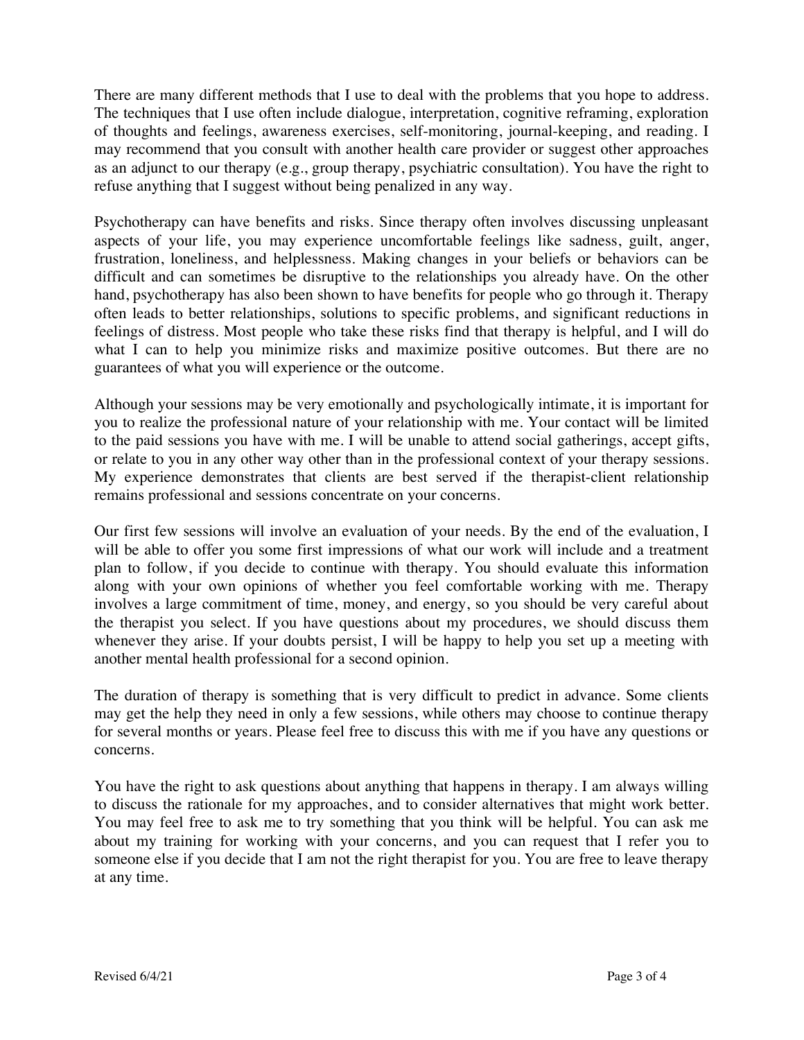There are many different methods that I use to deal with the problems that you hope to address. The techniques that I use often include dialogue, interpretation, cognitive reframing, exploration of thoughts and feelings, awareness exercises, self-monitoring, journal-keeping, and reading. I may recommend that you consult with another health care provider or suggest other approaches as an adjunct to our therapy (e.g., group therapy, psychiatric consultation). You have the right to refuse anything that I suggest without being penalized in any way.

Psychotherapy can have benefits and risks. Since therapy often involves discussing unpleasant aspects of your life, you may experience uncomfortable feelings like sadness, guilt, anger, frustration, loneliness, and helplessness. Making changes in your beliefs or behaviors can be difficult and can sometimes be disruptive to the relationships you already have. On the other hand, psychotherapy has also been shown to have benefits for people who go through it. Therapy often leads to better relationships, solutions to specific problems, and significant reductions in feelings of distress. Most people who take these risks find that therapy is helpful, and I will do what I can to help you minimize risks and maximize positive outcomes. But there are no guarantees of what you will experience or the outcome.

Although your sessions may be very emotionally and psychologically intimate, it is important for you to realize the professional nature of your relationship with me. Your contact will be limited to the paid sessions you have with me. I will be unable to attend social gatherings, accept gifts, or relate to you in any other way other than in the professional context of your therapy sessions. My experience demonstrates that clients are best served if the therapist-client relationship remains professional and sessions concentrate on your concerns.

Our first few sessions will involve an evaluation of your needs. By the end of the evaluation, I will be able to offer you some first impressions of what our work will include and a treatment plan to follow, if you decide to continue with therapy. You should evaluate this information along with your own opinions of whether you feel comfortable working with me. Therapy involves a large commitment of time, money, and energy, so you should be very careful about the therapist you select. If you have questions about my procedures, we should discuss them whenever they arise. If your doubts persist, I will be happy to help you set up a meeting with another mental health professional for a second opinion.

The duration of therapy is something that is very difficult to predict in advance. Some clients may get the help they need in only a few sessions, while others may choose to continue therapy for several months or years. Please feel free to discuss this with me if you have any questions or concerns.

You have the right to ask questions about anything that happens in therapy. I am always willing to discuss the rationale for my approaches, and to consider alternatives that might work better. You may feel free to ask me to try something that you think will be helpful. You can ask me about my training for working with your concerns, and you can request that I refer you to someone else if you decide that I am not the right therapist for you. You are free to leave therapy at any time.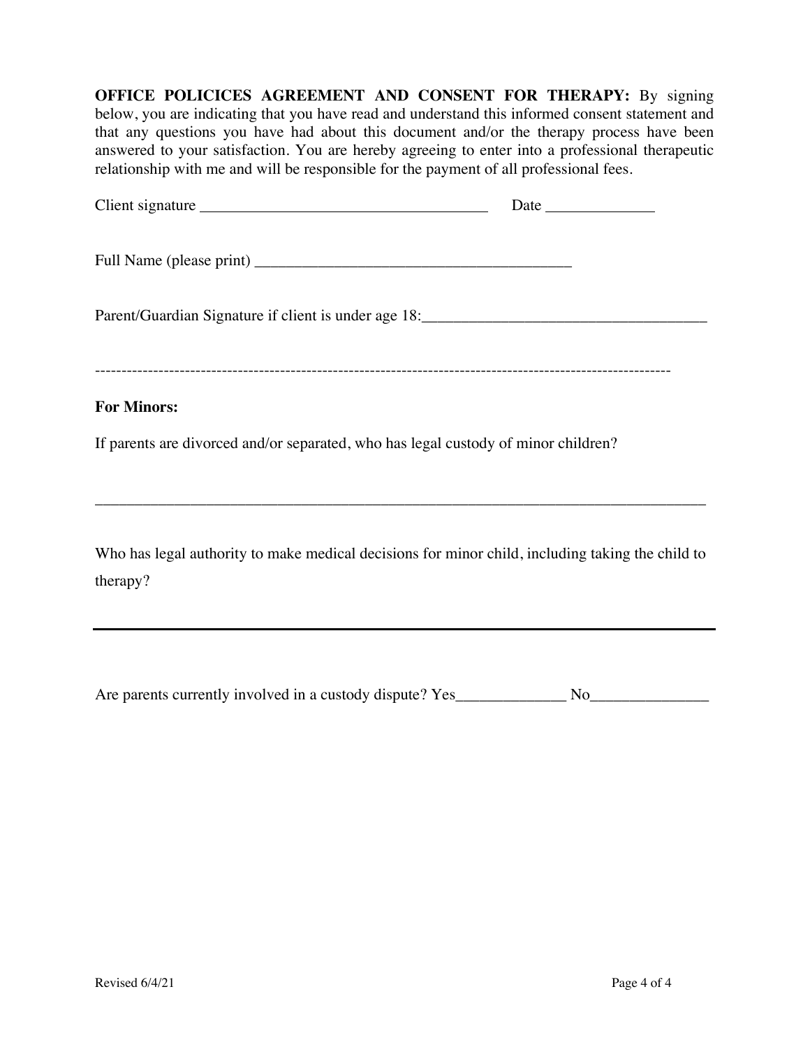**OFFICE POLICICES AGREEMENT AND CONSENT FOR THERAPY:** By signing below, you are indicating that you have read and understand this informed consent statement and that any questions you have had about this document and/or the therapy process have been answered to your satisfaction. You are hereby agreeing to enter into a professional therapeutic relationship with me and will be responsible for the payment of all professional fees.

Client signature ____________________________________ Date _____________

Full Name (please print) ________________________________________

Parent/Guardian Signature if client is under age 18:____________________________________

---

**For Minors:**

If parents are divorced and/or separated, who has legal custody of minor children?

_______________________________________________________________________________

Who has legal authority to make medical decisions for minor child, including taking the child to therapy?

_______________________________________________________________________________

Are parents currently involved in a custody dispute? Yes______________ No_______________

Revised 6/4/21